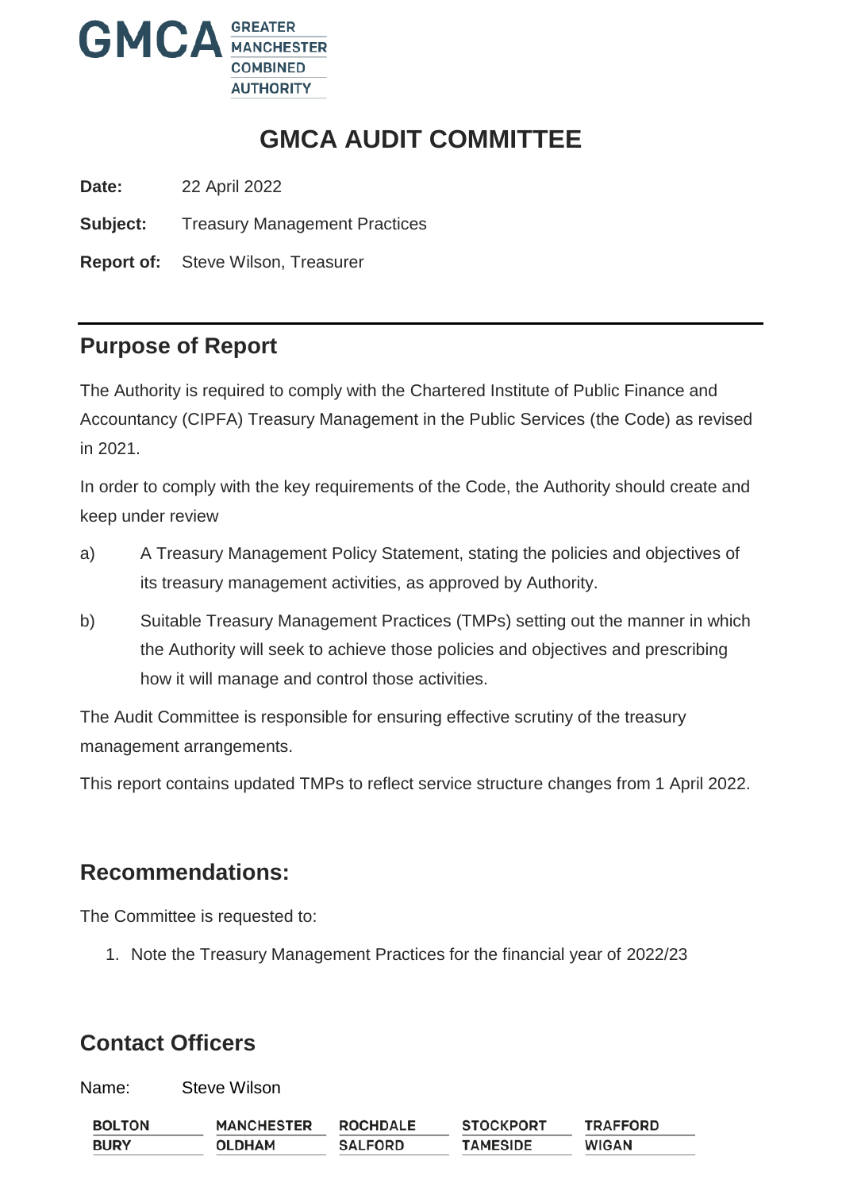# GMCA AUDIT COMMITTEE

**Date:** 22 April 2022

**Subject:** Treasury Management Practices

**Report of:** Steve Wilson, Treasurer

## Purpose of Report

The Authority is required to comply with the Chartered Institute of Public Finance and Accountancy (CIPFA) Treasury Management in the Public Services (the Code) as revised in 2021.

In order to comply with the key requirements of the Code, the Authority should create and keep under review

a) A Treasury Management Policy Statement, stating the policies and objectives of its treasury management activities, as approved by Authority.

b) Suitable Treasury Management Practices (TMPs) setting out the manner in which the Authority will seek to achieve those policies and objectives and prescribing how it will manage and control those activities.

The Audit Committee is responsible for ensuring effective scrutiny of the treasury management arrangements.

This report contains updated TMPs to reflect service structure changes from 1 April 2022.

## Recommendations:

The Committee is requested to:

1. Note the Treasury Management Practices for the financial year of 2022/23

## Contact Officers

Name: Steve Wilson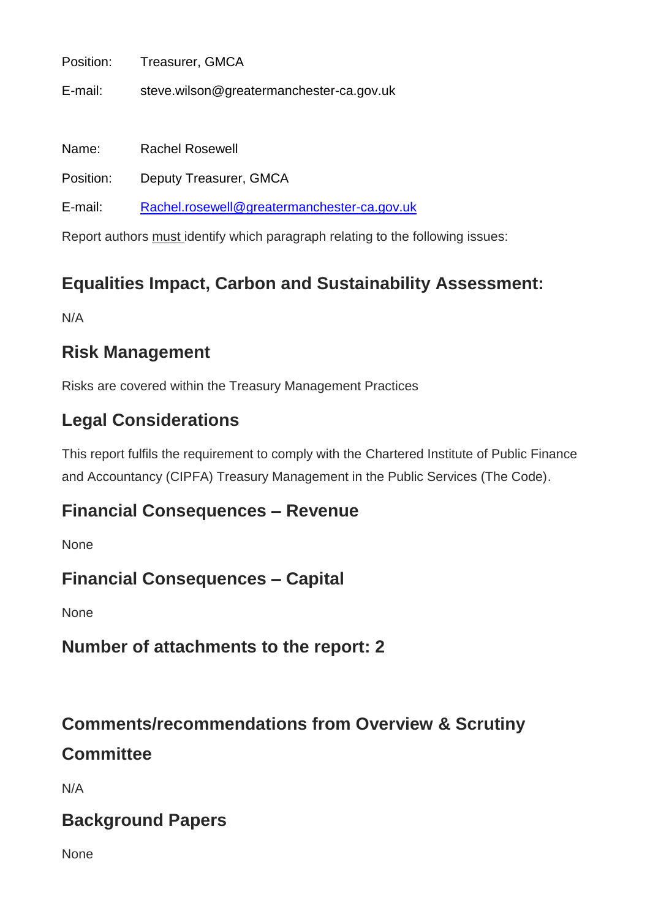Position: Treasurer, GMCA

E-mail: steve.wilson@greatermanchester-ca.gov.uk

Name: Rachel Rosewell

Position: Deputy Treasurer, GMCA

E-mail: Rachel.rosewell@greatermanchester-ca.gov.uk

Report authors must identify which paragraph relating to the following issues:

## Equalities Impact, Carbon and Sustainability Assessment:

N/A

## Risk Management

Risks are covered within the Treasury Management Practices

## Legal Considerations

This report fulfils the requirement to comply with the Chartered Institute of Public Finance and Accountancy (CIPFA) Treasury Management in the Public Services (The Code).

## Financial Consequences – Revenue

None

## Financial Consequences – Capital

None

## Number of attachments to the report: 2

## Comments/recommendations from Overview & Scrutiny Committee

N/A

## Background Papers

None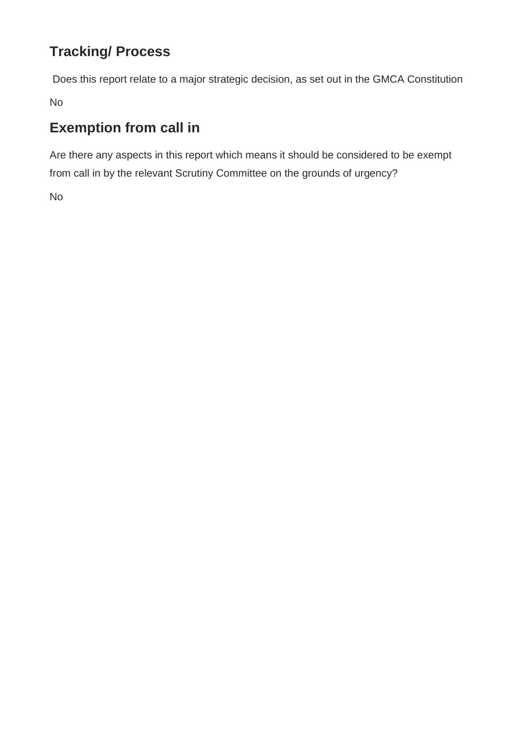## Tracking/ Process

Does this report relate to a major strategic decision, as set out in the GMCA Constitution

No

## Exemption from call in

Are there any aspects in this report which means it should be considered to be exempt from call in by the relevant Scrutiny Committee on the grounds of urgency?

No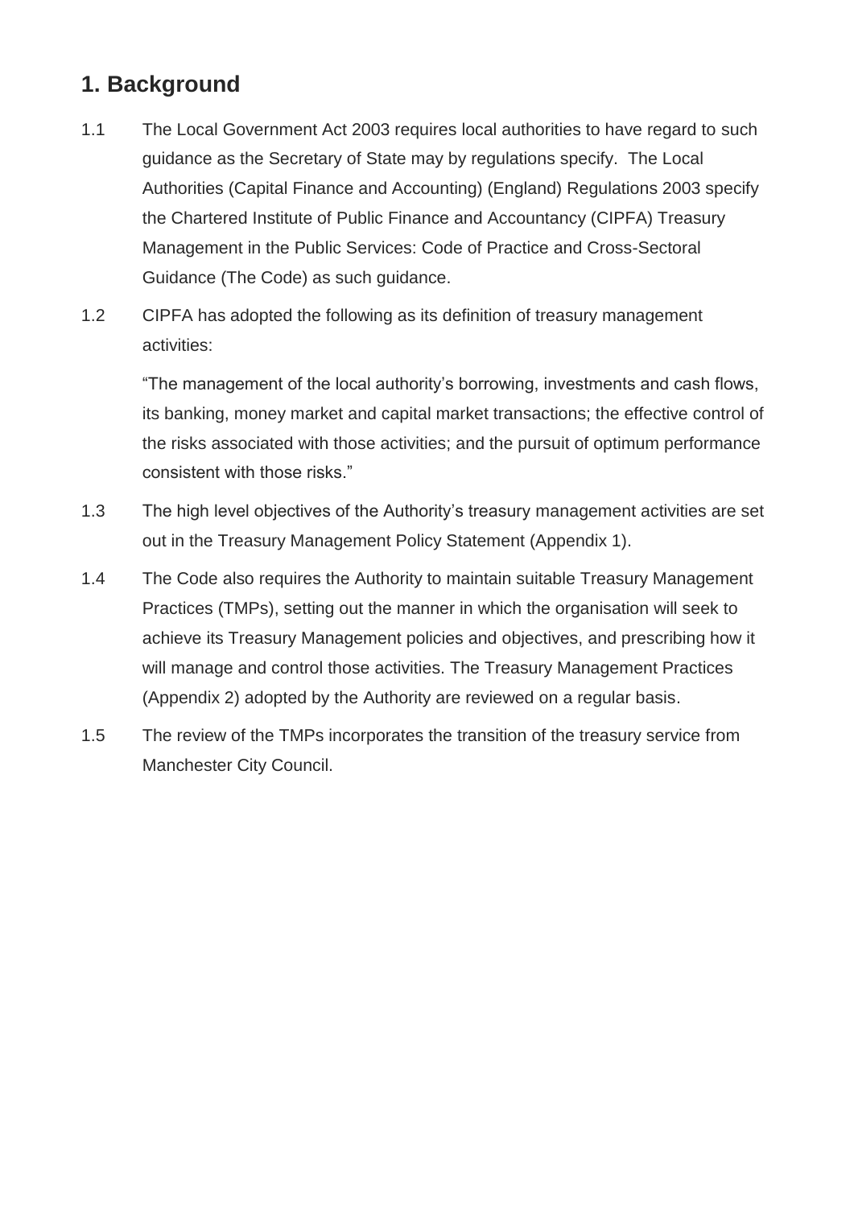## 1. Background

1.1 The Local Government Act 2003 requires local authorities to have regard to such guidance as the Secretary of State may by regulations specify. The Local Authorities (Capital Finance and Accounting) (England) Regulations 2003 specify the Chartered Institute of Public Finance and Accountancy (CIPFA) Treasury Management in the Public Services: Code of Practice and Cross-Sectoral Guidance (The Code) as such guidance.

1.2 CIPFA has adopted the following as its definition of treasury management activities:

"The management of the local authority's borrowing, investments and cash flows, its banking, money market and capital market transactions; the effective control of the risks associated with those activities; and the pursuit of optimum performance consistent with those risks."

1.3 The high level objectives of the Authority's treasury management activities are set out in the Treasury Management Policy Statement (Appendix 1).

1.4 The Code also requires the Authority to maintain suitable Treasury Management Practices (TMPs), setting out the manner in which the organisation will seek to achieve its Treasury Management policies and objectives, and prescribing how it will manage and control those activities. The Treasury Management Practices (Appendix 2) adopted by the Authority are reviewed on a regular basis.

1.5 The review of the TMPs incorporates the transition of the treasury service from Manchester City Council.